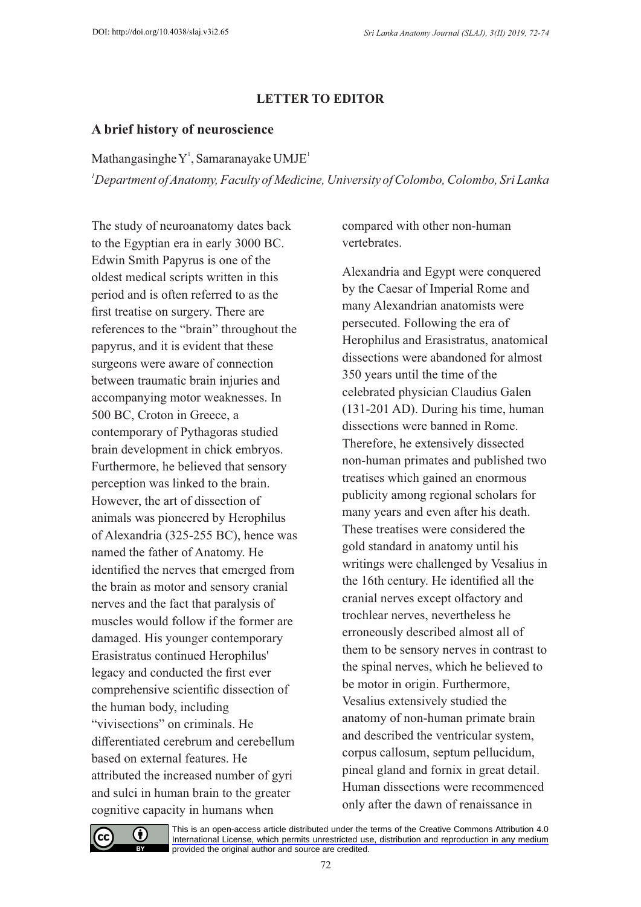**LETTER TO EDITOR**

## A brief history of neuroscience

Mathangasinghe Y[1], Samaranayake UMJE[1]

[1]*Department of Anatomy, Faculty of Medicine, University of Colombo, Colombo, Sri Lanka*

The study of neuroanatomy dates back to the Egyptian era in early 3000 BC. Edwin Smith Papyrus is one of the oldest medical scripts written in this period and is often referred to as the first treatise on surgery. There are references to the "brain" throughout the papyrus, and it is evident that these surgeons were aware of connection between traumatic brain injuries and accompanying motor weaknesses. In 500 BC, Croton in Greece, a contemporary of Pythagoras studied brain development in chick embryos. Furthermore, he believed that sensory perception was linked to the brain. However, the art of dissection of animals was pioneered by Herophilus of Alexandria (325-255 BC), hence was named the father of Anatomy. He identified the nerves that emerged from the brain as motor and sensory cranial nerves and the fact that paralysis of muscles would follow if the former are damaged. His younger contemporary Erasistratus continued Herophilus' legacy and conducted the first ever comprehensive scientific dissection of the human body, including "vivisections" on criminals. He differentiated cerebrum and cerebellum based on external features. He attributed the increased number of gyri and sulci in human brain to the greater cognitive capacity in humans when compared with other non-human vertebrates.

Alexandria and Egypt were conquered by the Caesar of Imperial Rome and many Alexandrian anatomists were persecuted. Following the era of Herophilus and Erasistratus, anatomical dissections were abandoned for almost 350 years until the time of the celebrated physician Claudius Galen (131-201 AD). During his time, human dissections were banned in Rome. Therefore, he extensively dissected non-human primates and published two treatises which gained an enormous publicity among regional scholars for many years and even after his death. These treatises were considered the gold standard in anatomy until his writings were challenged by Vesalius in the 16th century. He identified all the cranial nerves except olfactory and trochlear nerves, nevertheless he erroneously described almost all of them to be sensory nerves in contrast to the spinal nerves, which he believed to be motor in origin. Furthermore, Vesalius extensively studied the anatomy of non-human primate brain and described the ventricular system, corpus callosum, septum pellucidum, pineal gland and fornix in great detail. Human dissections were recommenced only after the dawn of renaissance in

This is an open-access article distributed under the terms of the Creative Commons Attribution 4.0 International License, which permits unrestricted use, distribution and reproduction in any medium provided the original author and source are credited.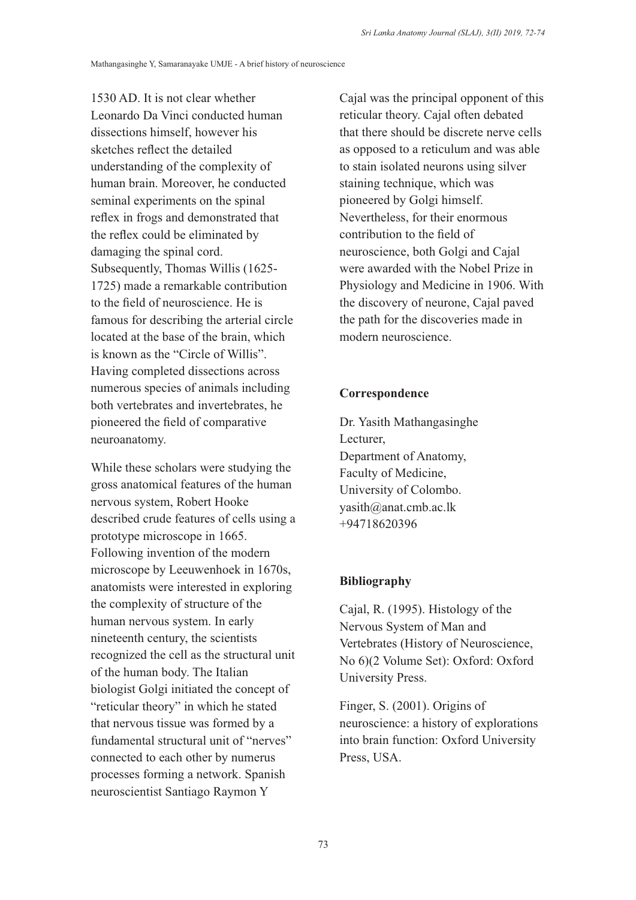1530 AD. It is not clear whether Leonardo Da Vinci conducted human dissections himself, however his sketches reflect the detailed understanding of the complexity of human brain. Moreover, he conducted seminal experiments on the spinal reflex in frogs and demonstrated that the reflex could be eliminated by damaging the spinal cord. Subsequently, Thomas Willis (1625-1725) made a remarkable contribution to the field of neuroscience. He is famous for describing the arterial circle located at the base of the brain, which is known as the "Circle of Willis". Having completed dissections across numerous species of animals including both vertebrates and invertebrates, he pioneered the field of comparative neuroanatomy.

While these scholars were studying the gross anatomical features of the human nervous system, Robert Hooke described crude features of cells using a prototype microscope in 1665. Following invention of the modern microscope by Leeuwenhoek in 1670s, anatomists were interested in exploring the complexity of structure of the human nervous system. In early nineteenth century, the scientists recognized the cell as the structural unit of the human body. The Italian biologist Golgi initiated the concept of "reticular theory" in which he stated that nervous tissue was formed by a fundamental structural unit of "nerves" connected to each other by numerus processes forming a network. Spanish neuroscientist Santiago Raymon Y Cajal was the principal opponent of this reticular theory. Cajal often debated that there should be discrete nerve cells as opposed to a reticulum and was able to stain isolated neurons using silver staining technique, which was pioneered by Golgi himself. Nevertheless, for their enormous contribution to the field of neuroscience, both Golgi and Cajal were awarded with the Nobel Prize in Physiology and Medicine in 1906. With the discovery of neurone, Cajal paved the path for the discoveries made in modern neuroscience.

## Correspondence

Dr. Yasith Mathangasinghe
Lecturer,
Department of Anatomy,
Faculty of Medicine,
University of Colombo.
yasith@anat.cmb.ac.lk
+94718620396

## Bibliography

Cajal, R. (1995). Histology of the Nervous System of Man and Vertebrates (History of Neuroscience, No 6)(2 Volume Set): Oxford: Oxford University Press.

Finger, S. (2001). Origins of neuroscience: a history of explorations into brain function: Oxford University Press, USA.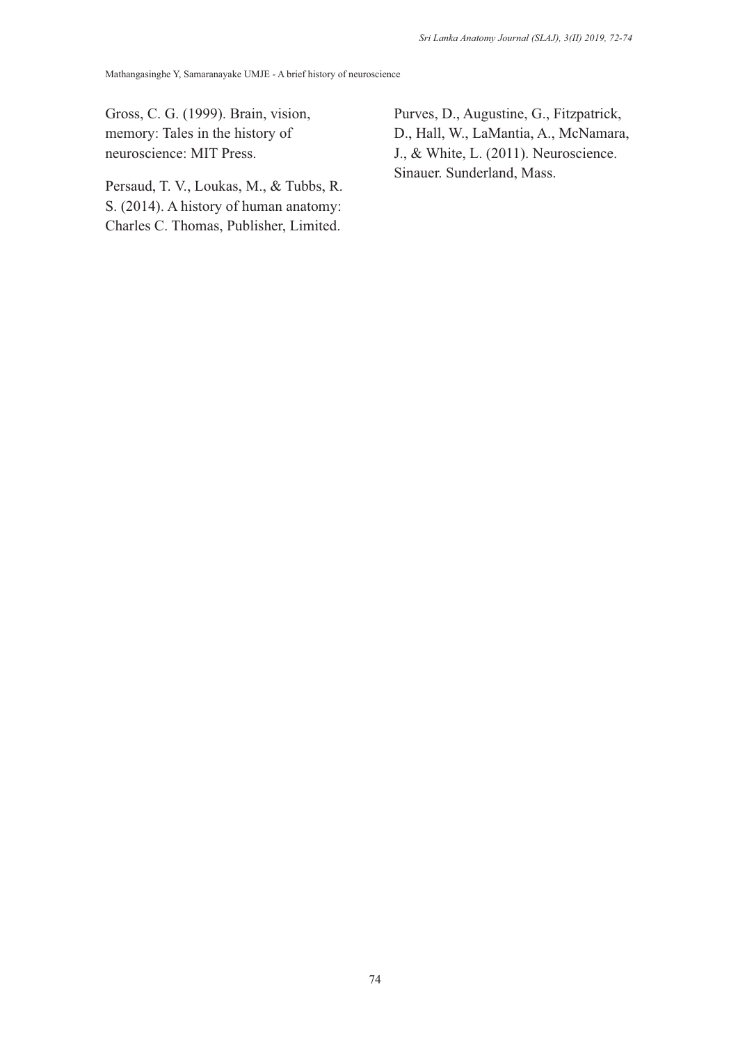Gross, C. G. (1999). Brain, vision, memory: Tales in the history of neuroscience: MIT Press.

Persaud, T. V., Loukas, M., & Tubbs, R. S. (2014). A history of human anatomy: Charles C. Thomas, Publisher, Limited.

Purves, D., Augustine, G., Fitzpatrick, D., Hall, W., LaMantia, A., McNamara, J., & White, L. (2011). Neuroscience. Sinauer. Sunderland, Mass.